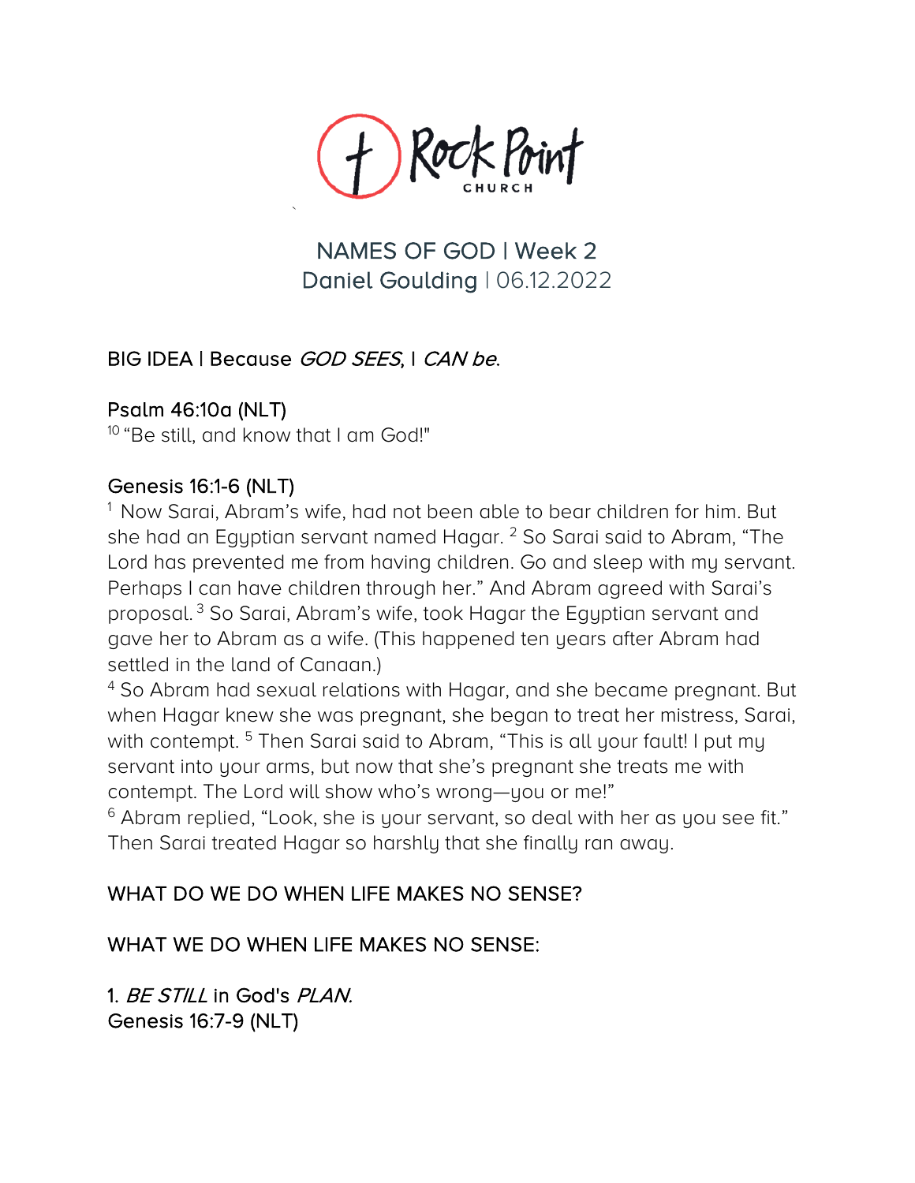Rock Point CHURCH

# NAMES OF GOD | Week 2

Daniel Goulding | 06.12.2022

BIG IDEA | Because *GOD SEES*, I *CAN be*.

**Psalm 46:10a (NLT)**

[10] "Be still, and know that I am God!"

**Genesis 16:1-6 (NLT)**

[1] Now Sarai, Abram's wife, had not been able to bear children for him. But she had an Egyptian servant named Hagar. [2] So Sarai said to Abram, "The Lord has prevented me from having children. Go and sleep with my servant. Perhaps I can have children through her." And Abram agreed with Sarai's proposal. [3] So Sarai, Abram's wife, took Hagar the Egyptian servant and gave her to Abram as a wife. (This happened ten years after Abram had settled in the land of Canaan.)

[4] So Abram had sexual relations with Hagar, and she became pregnant. But when Hagar knew she was pregnant, she began to treat her mistress, Sarai, with contempt. [5] Then Sarai said to Abram, "This is all your fault! I put my servant into your arms, but now that she's pregnant she treats me with contempt. The Lord will show who's wrong—you or me!"

[6] Abram replied, "Look, she is your servant, so deal with her as you see fit." Then Sarai treated Hagar so harshly that she finally ran away.

WHAT DO WE DO WHEN LIFE MAKES NO SENSE?

WHAT WE DO WHEN LIFE MAKES NO SENSE:

1. *BE STILL* in God's *PLAN*.

**Genesis 16:7-9 (NLT)**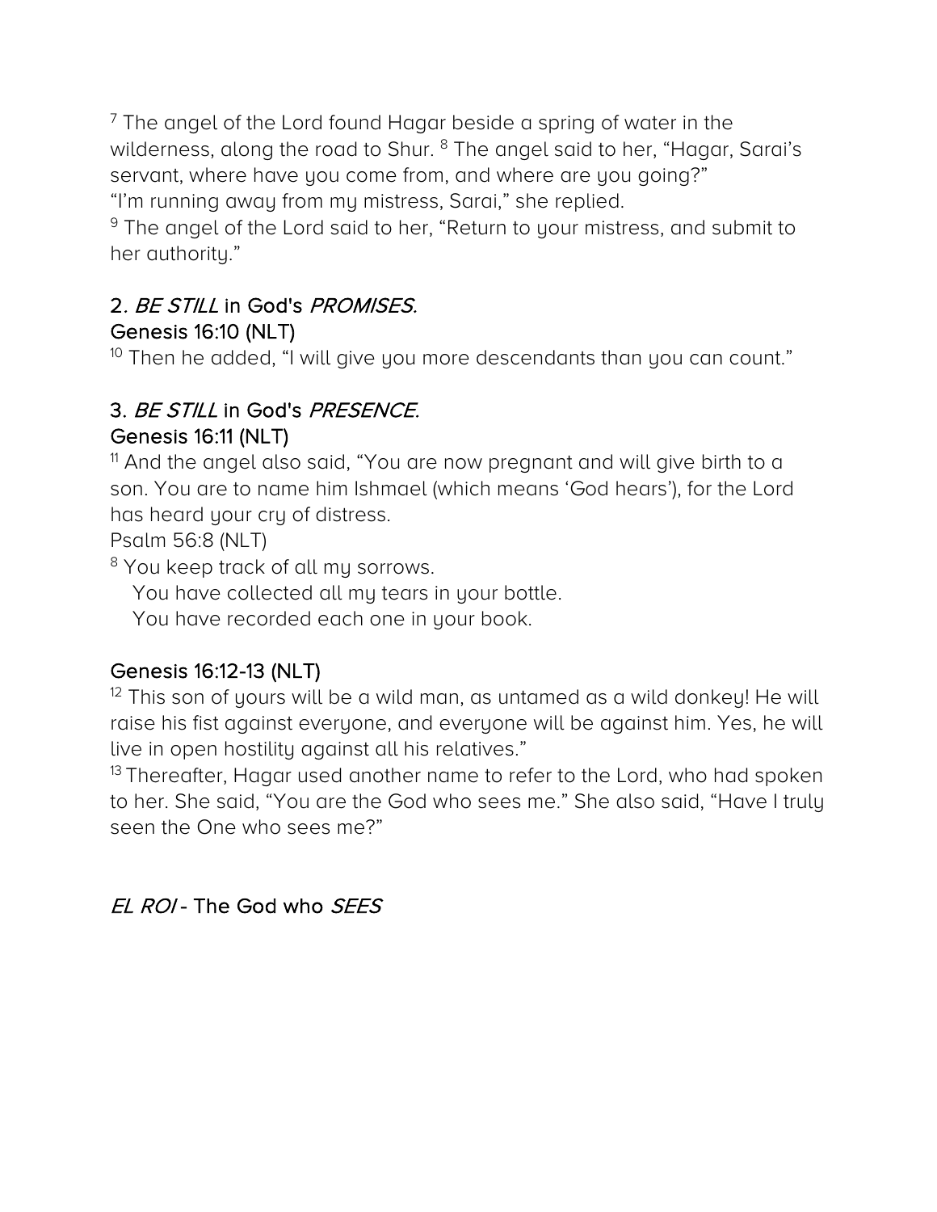[7] The angel of the Lord found Hagar beside a spring of water in the wilderness, along the road to Shur. [8] The angel said to her, "Hagar, Sarai's servant, where have you come from, and where are you going?"
"I'm running away from my mistress, Sarai," she replied.
[9] The angel of the Lord said to her, "Return to your mistress, and submit to her authority."

### 2. *BE STILL* in God's *PROMISES*.

Genesis 16:10 (NLT)

[10] Then he added, "I will give you more descendants than you can count."

### 3. *BE STILL* in God's *PRESENCE*.

Genesis 16:11 (NLT)

[11] And the angel also said, "You are now pregnant and will give birth to a son. You are to name him Ishmael (which means 'God hears'), for the Lord has heard your cry of distress.

Psalm 56:8 (NLT)

[8] You keep track of all my sorrows.
You have collected all my tears in your bottle.
You have recorded each one in your book.

Genesis 16:12-13 (NLT)

[12] This son of yours will be a wild man, as untamed as a wild donkey! He will raise his fist against everyone, and everyone will be against him. Yes, he will live in open hostility against all his relatives."
[13] Thereafter, Hagar used another name to refer to the Lord, who had spoken to her. She said, "You are the God who sees me." She also said, "Have I truly seen the One who sees me?"

*EL ROI* - The God who *SEES*